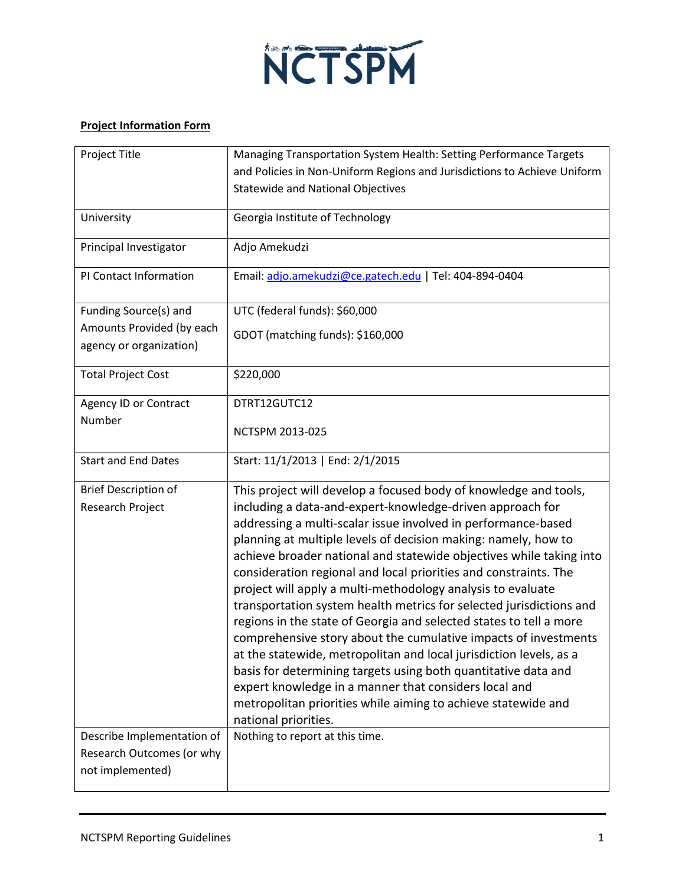NCTSPM

**Project Information Form**

| Project Title | Managing Transportation System Health: Setting Performance Targets and Policies in Non-Uniform Regions and Jurisdictions to Achieve Uniform Statewide and National Objectives |
|---|---|
| University | Georgia Institute of Technology |
| Principal Investigator | Adjo Amekudzi |
| PI Contact Information | Email: adjo.amekudzi@ce.gatech.edu \| Tel: 404-894-0404 |
| Funding Source(s) and Amounts Provided (by each agency or organization) | UTC (federal funds): $60,000<br>GDOT (matching funds): $160,000 |
| Total Project Cost | $220,000 |
| Agency ID or Contract Number | DTRT12GUTC12<br>NCTSPM 2013-025 |
| Start and End Dates | Start: 11/1/2013 \| End: 2/1/2015 |
| Brief Description of Research Project | This project will develop a focused body of knowledge and tools, including a data-and-expert-knowledge-driven approach for addressing a multi-scalar issue involved in performance-based planning at multiple levels of decision making: namely, how to achieve broader national and statewide objectives while taking into consideration regional and local priorities and constraints. The project will apply a multi-methodology analysis to evaluate transportation system health metrics for selected jurisdictions and regions in the state of Georgia and selected states to tell a more comprehensive story about the cumulative impacts of investments at the statewide, metropolitan and local jurisdiction levels, as a basis for determining targets using both quantitative data and expert knowledge in a manner that considers local and metropolitan priorities while aiming to achieve statewide and national priorities. |
| Describe Implementation of Research Outcomes (or why not implemented) | Nothing to report at this time. |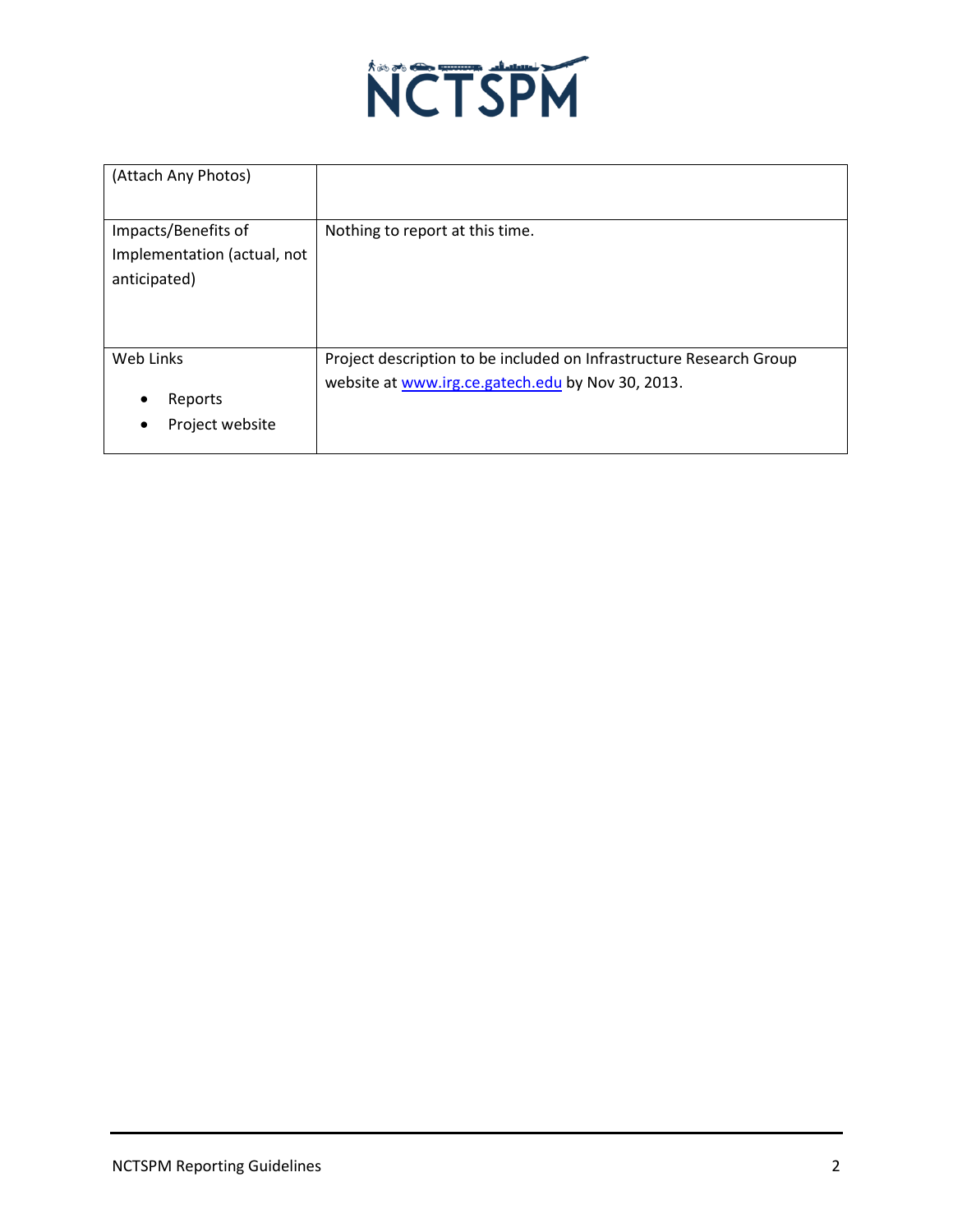| | |
|---|---|
| (Attach Any Photos) | |
| Impacts/Benefits of Implementation (actual, not anticipated) | Nothing to report at this time. |
| Web Links<br>• Reports<br>• Project website | Project description to be included on Infrastructure Research Group website at www.irg.ce.gatech.edu by Nov 30, 2013. |